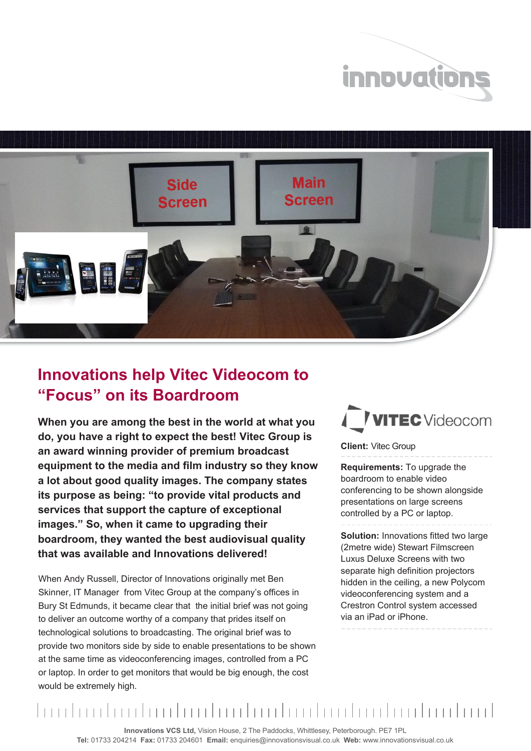# Innovations help Vitec Videocom to "Focus" on its Boardroom

**When you are among the best in the world at what you do, you have a right to expect the best! Vitec Group is an award winning provider of premium broadcast equipment to the media and film industry so they know a lot about good quality images. The company states its purpose as being: "to provide vital products and services that support the capture of exceptional images." So, when it came to upgrading their boardroom, they wanted the best audiovisual quality that was available and Innovations delivered!**

When Andy Russell, Director of Innovations originally met Ben Skinner, IT Manager from Vitec Group at the company's offices in Bury St Edmunds, it became clear that the initial brief was not going to deliver an outcome worthy of a company that prides itself on technological solutions to broadcasting. The original brief was to provide two monitors side by side to enable presentations to be shown at the same time as videoconferencing images, controlled from a PC or laptop. In order to get monitors that would be big enough, the cost would be extremely high.

**Client:** Vitec Group

**Requirements:** To upgrade the boardroom to enable video conferencing to be shown alongside presentations on large screens controlled by a PC or laptop.

**Solution:** Innovations fitted two large (2metre wide) Stewart Filmscreen Luxus Deluxe Screens with two separate high definition projectors hidden in the ceiling, a new Polycom videoconferencing system and a Crestron Control system accessed via an iPad or iPhone.

**Innovations VCS Ltd,** Vision House, 2 The Paddocks, Whittlesey, Peterborough. PE7 1PL
**Tel:** 01733 204214 **Fax:** 01733 204601 **Email:** enquiries@innovationsvisual.co.uk **Web:** www.innovationsvisual.co.uk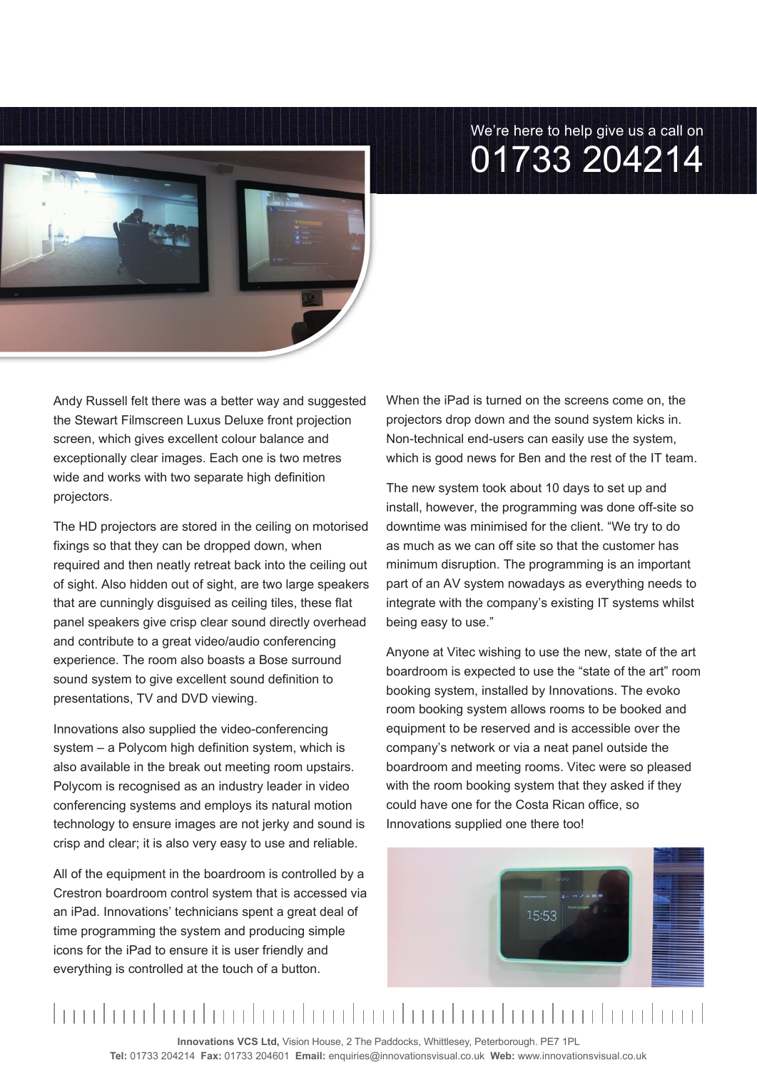We're here to help give us a call on

01733 204214

Andy Russell felt there was a better way and suggested the Stewart Filmscreen Luxus Deluxe front projection screen, which gives excellent colour balance and exceptionally clear images. Each one is two metres wide and works with two separate high definition projectors.

The HD projectors are stored in the ceiling on motorised fixings so that they can be dropped down, when required and then neatly retreat back into the ceiling out of sight. Also hidden out of sight, are two large speakers that are cunningly disguised as ceiling tiles, these flat panel speakers give crisp clear sound directly overhead and contribute to a great video/audio conferencing experience. The room also boasts a Bose surround sound system to give excellent sound definition to presentations, TV and DVD viewing.

Innovations also supplied the video-conferencing system – a Polycom high definition system, which is also available in the break out meeting room upstairs. Polycom is recognised as an industry leader in video conferencing systems and employs its natural motion technology to ensure images are not jerky and sound is crisp and clear; it is also very easy to use and reliable.

All of the equipment in the boardroom is controlled by a Crestron boardroom control system that is accessed via an iPad. Innovations' technicians spent a great deal of time programming the system and producing simple icons for the iPad to ensure it is user friendly and everything is controlled at the touch of a button.

When the iPad is turned on the screens come on, the projectors drop down and the sound system kicks in. Non-technical end-users can easily use the system, which is good news for Ben and the rest of the IT team.

The new system took about 10 days to set up and install, however, the programming was done off-site so downtime was minimised for the client. "We try to do as much as we can off site so that the customer has minimum disruption. The programming is an important part of an AV system nowadays as everything needs to integrate with the company's existing IT systems whilst being easy to use."

Anyone at Vitec wishing to use the new, state of the art boardroom is expected to use the "state of the art" room booking system, installed by Innovations. The evoko room booking system allows rooms to be booked and equipment to be reserved and is accessible over the company's network or via a neat panel outside the boardroom and meeting rooms. Vitec were so pleased with the room booking system that they asked if they could have one for the Costa Rican office, so Innovations supplied one there too!

**Innovations VCS Ltd,** Vision House, 2 The Paddocks, Whittlesey, Peterborough. PE7 1PL
**Tel:** 01733 204214 **Fax:** 01733 204601 **Email:** enquiries@innovationsvisual.co.uk **Web:** www.innovationsvisual.co.uk